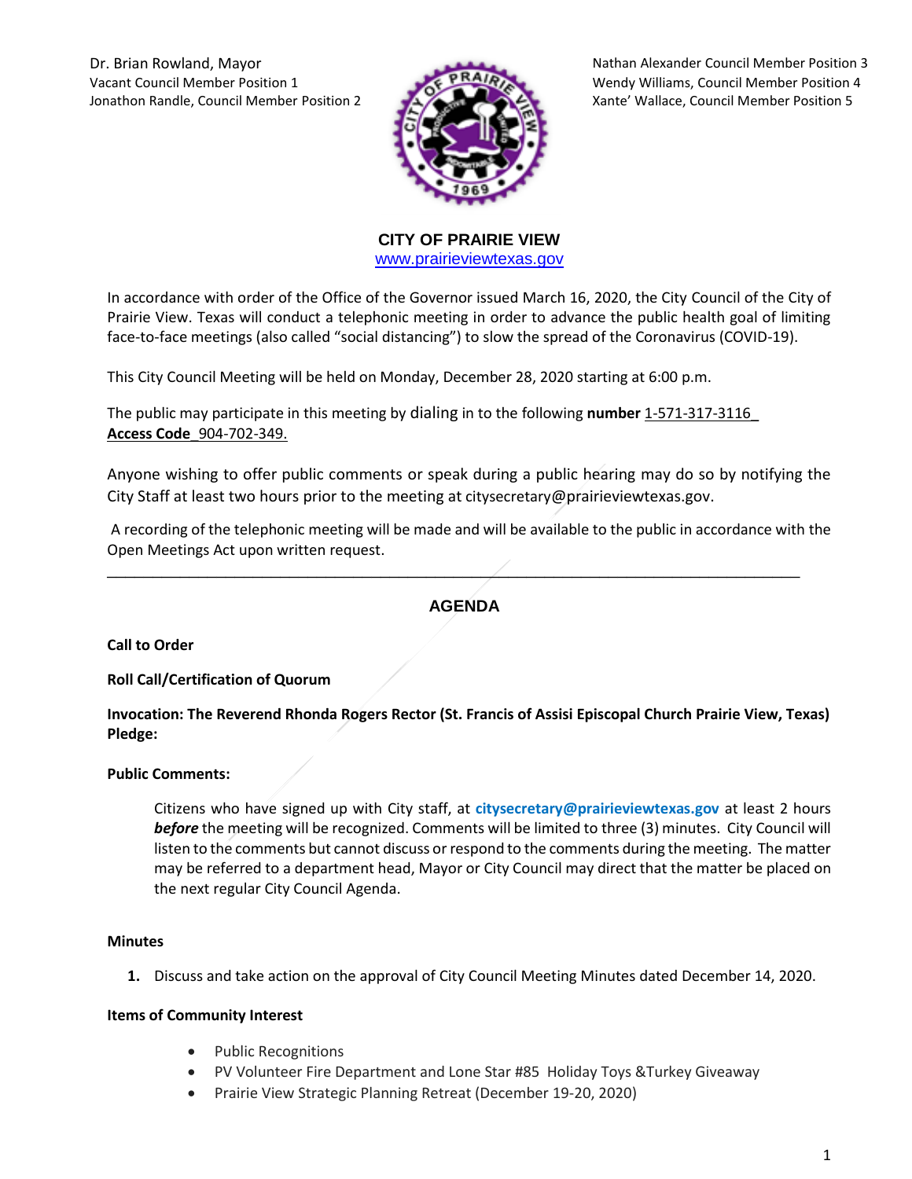Dr. Brian Rowland, Mayor
Vacant Council Member Position 1
Jonathon Randle, Council Member Position 2

Nathan Alexander Council Member Position 3
Wendy Williams, Council Member Position 4
Xante' Wallace, Council Member Position 5

**CITY OF PRAIRIE VIEW**
www.prairieviewtexas.gov

In accordance with order of the Office of the Governor issued March 16, 2020, the City Council of the City of Prairie View. Texas will conduct a telephonic meeting in order to advance the public health goal of limiting face-to-face meetings (also called "social distancing") to slow the spread of the Coronavirus (COVID-19).

This City Council Meeting will be held on Monday, December 28, 2020 starting at 6:00 p.m.

The public may participate in this meeting by dialing in to the following **number** 1-571-317-3116_ **Access Code**_904-702-349.

Anyone wishing to offer public comments or speak during a public hearing may do so by notifying the City Staff at least two hours prior to the meeting at citysecretary@prairieviewtexas.gov.

A recording of the telephonic meeting will be made and will be available to the public in accordance with the Open Meetings Act upon written request.

---

## AGENDA

**Call to Order**

**Roll Call/Certification of Quorum**

**Invocation: The Reverend Rhonda Rogers Rector (St. Francis of Assisi Episcopal Church Prairie View, Texas)**
**Pledge:**

**Public Comments:**

Citizens who have signed up with City staff, at **citysecretary@prairieviewtexas.gov** at least 2 hours ***before*** the meeting will be recognized. Comments will be limited to three (3) minutes. City Council will listen to the comments but cannot discuss or respond to the comments during the meeting. The matter may be referred to a department head, Mayor or City Council may direct that the matter be placed on the next regular City Council Agenda.

**Minutes**

1. Discuss and take action on the approval of City Council Meeting Minutes dated December 14, 2020.

**Items of Community Interest**

- Public Recognitions
- PV Volunteer Fire Department and Lone Star #85 Holiday Toys &Turkey Giveaway
- Prairie View Strategic Planning Retreat (December 19-20, 2020)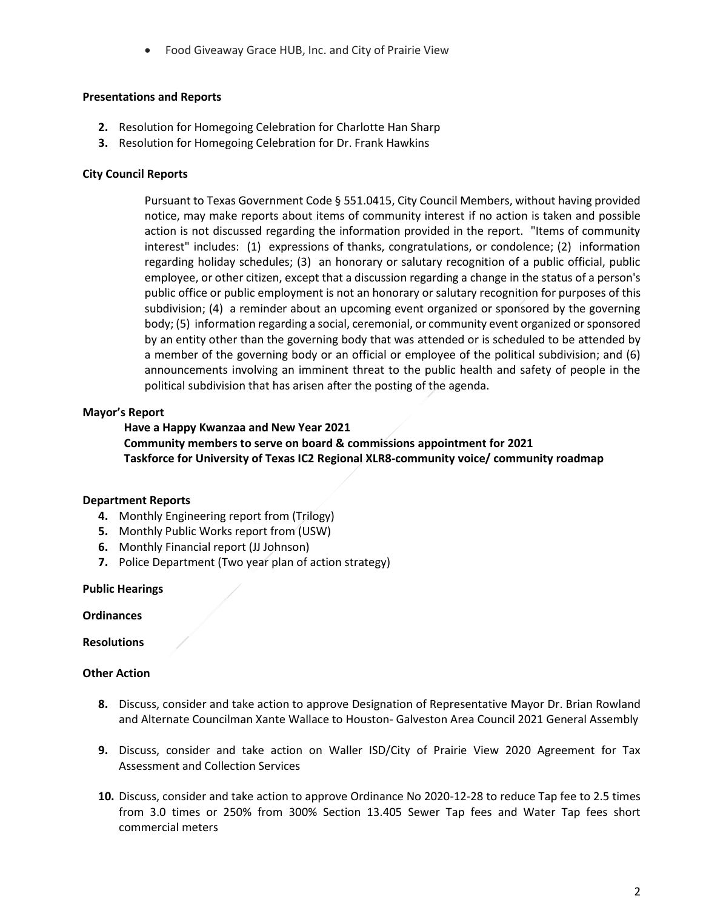- Food Giveaway Grace HUB, Inc. and City of Prairie View

**Presentations and Reports**

2. Resolution for Homegoing Celebration for Charlotte Han Sharp
3. Resolution for Homegoing Celebration for Dr. Frank Hawkins

**City Council Reports**

Pursuant to Texas Government Code § 551.0415, City Council Members, without having provided notice, may make reports about items of community interest if no action is taken and possible action is not discussed regarding the information provided in the report. "Items of community interest" includes: (1) expressions of thanks, congratulations, or condolence; (2) information regarding holiday schedules; (3) an honorary or salutary recognition of a public official, public employee, or other citizen, except that a discussion regarding a change in the status of a person's public office or public employment is not an honorary or salutary recognition for purposes of this subdivision; (4) a reminder about an upcoming event organized or sponsored by the governing body; (5) information regarding a social, ceremonial, or community event organized or sponsored by an entity other than the governing body that was attended or is scheduled to be attended by a member of the governing body or an official or employee of the political subdivision; and (6) announcements involving an imminent threat to the public health and safety of people in the political subdivision that has arisen after the posting of the agenda.

**Mayor's Report**

**Have a Happy Kwanzaa and New Year 2021**
**Community members to serve on board & commissions appointment for 2021**
**Taskforce for University of Texas IC2 Regional XLR8-community voice/ community roadmap**

**Department Reports**

4. Monthly Engineering report from (Trilogy)
5. Monthly Public Works report from (USW)
6. Monthly Financial report (JJ Johnson)
7. Police Department (Two year plan of action strategy)

**Public Hearings**

**Ordinances**

**Resolutions**

**Other Action**

8. Discuss, consider and take action to approve Designation of Representative Mayor Dr. Brian Rowland and Alternate Councilman Xante Wallace to Houston- Galveston Area Council 2021 General Assembly

9. Discuss, consider and take action on Waller ISD/City of Prairie View 2020 Agreement for Tax Assessment and Collection Services

10. Discuss, consider and take action to approve Ordinance No 2020-12-28 to reduce Tap fee to 2.5 times from 3.0 times or 250% from 300% Section 13.405 Sewer Tap fees and Water Tap fees short commercial meters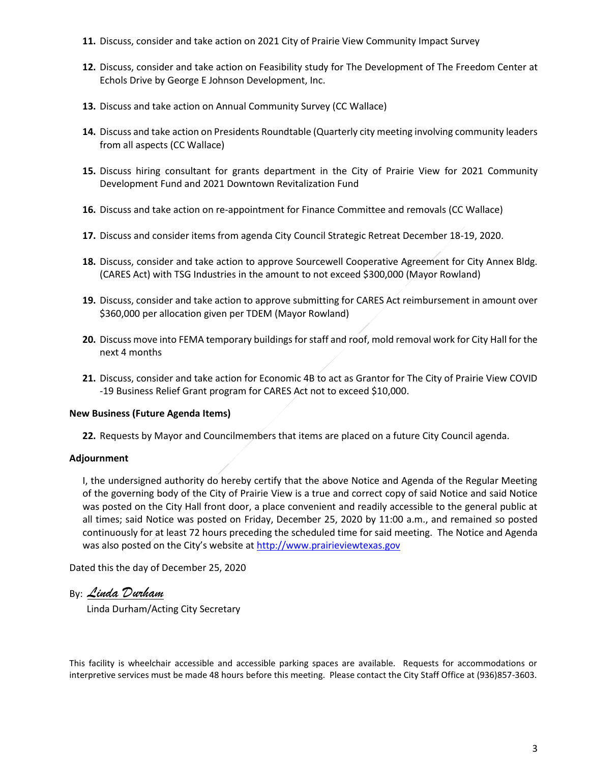11. Discuss, consider and take action on 2021 City of Prairie View Community Impact Survey

12. Discuss, consider and take action on Feasibility study for The Development of The Freedom Center at Echols Drive by George E Johnson Development, Inc.

13. Discuss and take action on Annual Community Survey (CC Wallace)

14. Discuss and take action on Presidents Roundtable (Quarterly city meeting involving community leaders from all aspects (CC Wallace)

15. Discuss hiring consultant for grants department in the City of Prairie View for 2021 Community Development Fund and 2021 Downtown Revitalization Fund

16. Discuss and take action on re-appointment for Finance Committee and removals (CC Wallace)

17. Discuss and consider items from agenda City Council Strategic Retreat December 18-19, 2020.

18. Discuss, consider and take action to approve Sourcewell Cooperative Agreement for City Annex Bldg. (CARES Act) with TSG Industries in the amount to not exceed $300,000 (Mayor Rowland)

19. Discuss, consider and take action to approve submitting for CARES Act reimbursement in amount over $360,000 per allocation given per TDEM (Mayor Rowland)

20. Discuss move into FEMA temporary buildings for staff and roof, mold removal work for City Hall for the next 4 months

21. Discuss, consider and take action for Economic 4B to act as Grantor for The City of Prairie View COVID -19 Business Relief Grant program for CARES Act not to exceed $10,000.

**New Business (Future Agenda Items)**

22. Requests by Mayor and Councilmembers that items are placed on a future City Council agenda.

**Adjournment**

I, the undersigned authority do hereby certify that the above Notice and Agenda of the Regular Meeting of the governing body of the City of Prairie View is a true and correct copy of said Notice and said Notice was posted on the City Hall front door, a place convenient and readily accessible to the general public at all times; said Notice was posted on Friday, December 25, 2020 by 11:00 a.m., and remained so posted continuously for at least 72 hours preceding the scheduled time for said meeting. The Notice and Agenda was also posted on the City's website at http://www.prairieviewtexas.gov

Dated this the day of December 25, 2020

By: *Linda Durham*

Linda Durham/Acting City Secretary

This facility is wheelchair accessible and accessible parking spaces are available. Requests for accommodations or interpretive services must be made 48 hours before this meeting. Please contact the City Staff Office at (936)857-3603.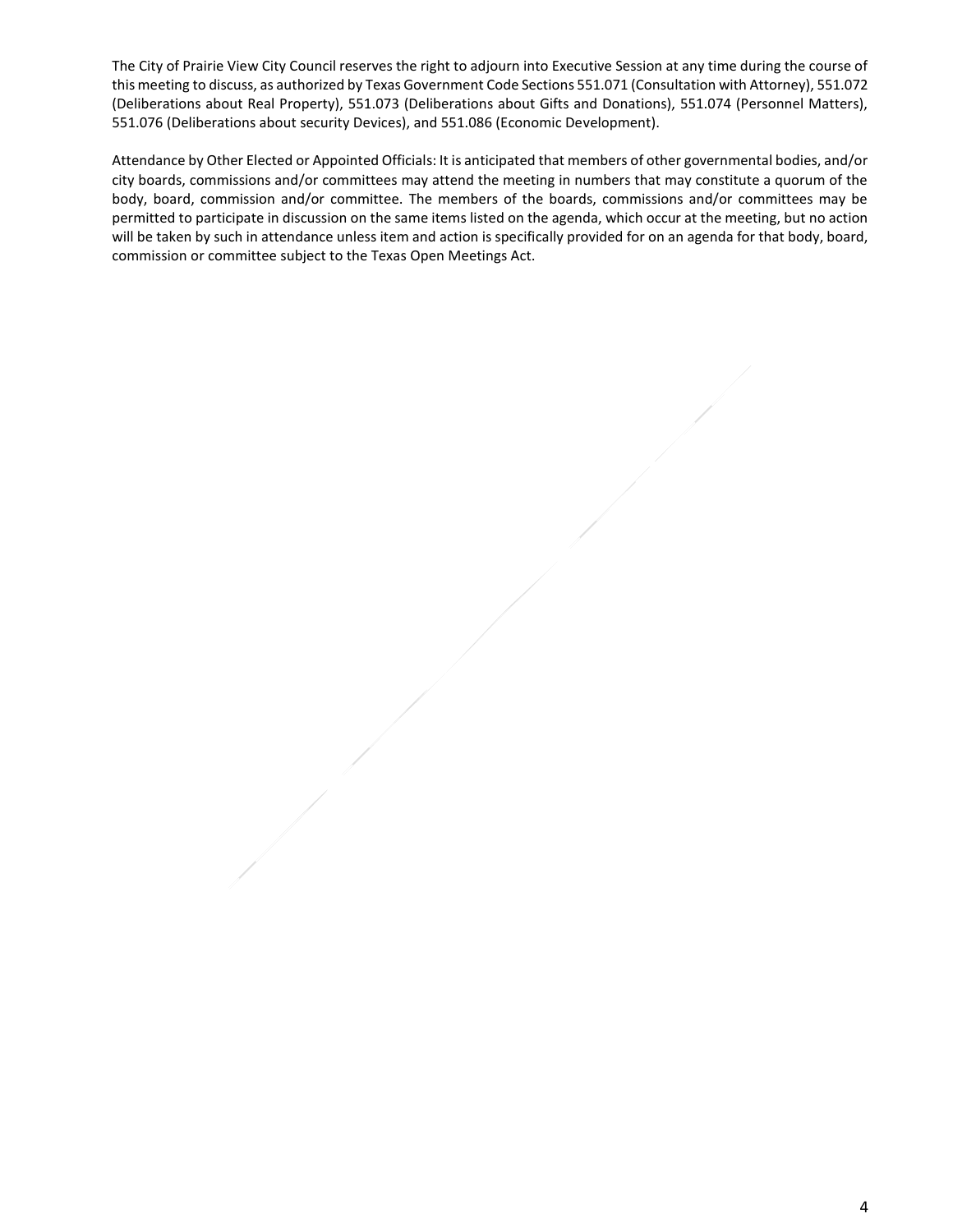The City of Prairie View City Council reserves the right to adjourn into Executive Session at any time during the course of this meeting to discuss, as authorized by Texas Government Code Sections 551.071 (Consultation with Attorney), 551.072 (Deliberations about Real Property), 551.073 (Deliberations about Gifts and Donations), 551.074 (Personnel Matters), 551.076 (Deliberations about security Devices), and 551.086 (Economic Development).

Attendance by Other Elected or Appointed Officials: It is anticipated that members of other governmental bodies, and/or city boards, commissions and/or committees may attend the meeting in numbers that may constitute a quorum of the body, board, commission and/or committee. The members of the boards, commissions and/or committees may be permitted to participate in discussion on the same items listed on the agenda, which occur at the meeting, but no action will be taken by such in attendance unless item and action is specifically provided for on an agenda for that body, board, commission or committee subject to the Texas Open Meetings Act.